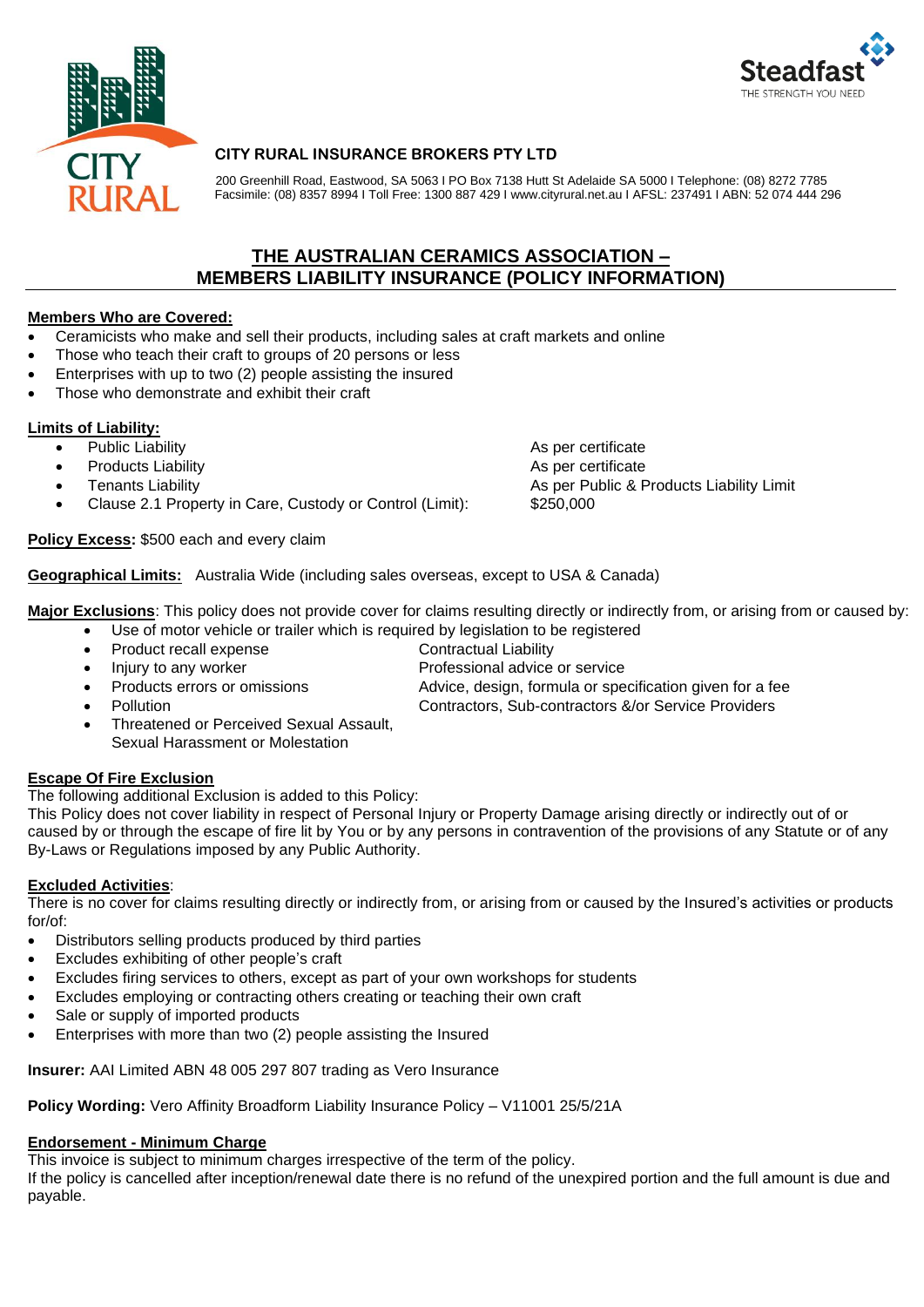**CITY RURAL INSURANCE BROKERS PTY LTD**

200 Greenhill Road, Eastwood, SA 5063 I PO Box 7138 Hutt St Adelaide SA 5000 I Telephone: (08) 8272 7785
Facsimile: (08) 8357 8994 I Toll Free: 1300 887 429 I www.cityrural.net.au I AFSL: 237491 I ABN: 52 074 444 296

# THE AUSTRALIAN CERAMICS ASSOCIATION – MEMBERS LIABILITY INSURANCE (POLICY INFORMATION)

**Members Who are Covered:**

- Ceramicists who make and sell their products, including sales at craft markets and online
- Those who teach their craft to groups of 20 persons or less
- Enterprises with up to two (2) people assisting the insured
- Those who demonstrate and exhibit their craft

**Limits of Liability:**

- Public Liability — As per certificate
- Products Liability — As per certificate
- Tenants Liability — As per Public & Products Liability Limit
- Clause 2.1 Property in Care, Custody or Control (Limit): — $250,000

**Policy Excess:** $500 each and every claim

**Geographical Limits:** Australia Wide (including sales overseas, except to USA & Canada)

**Major Exclusions**: This policy does not provide cover for claims resulting directly or indirectly from, or arising from or caused by:

- Use of motor vehicle or trailer which is required by legislation to be registered
- Product recall expense
- Injury to any worker
- Products errors or omissions
- Pollution
- Threatened or Perceived Sexual Assault, Sexual Harassment or Molestation
- Contractual Liability
- Professional advice or service
- Advice, design, formula or specification given for a fee
- Contractors, Sub-contractors &/or Service Providers

**Escape Of Fire Exclusion**

The following additional Exclusion is added to this Policy:
This Policy does not cover liability in respect of Personal Injury or Property Damage arising directly or indirectly out of or caused by or through the escape of fire lit by You or by any persons in contravention of the provisions of any Statute or of any By-Laws or Regulations imposed by any Public Authority.

**Excluded Activities**:

There is no cover for claims resulting directly or indirectly from, or arising from or caused by the Insured's activities or products for/of:

- Distributors selling products produced by third parties
- Excludes exhibiting of other people's craft
- Excludes firing services to others, except as part of your own workshops for students
- Excludes employing or contracting others creating or teaching their own craft
- Sale or supply of imported products
- Enterprises with more than two (2) people assisting the Insured

**Insurer:** AAI Limited ABN 48 005 297 807 trading as Vero Insurance

**Policy Wording:** Vero Affinity Broadform Liability Insurance Policy – V11001 25/5/21A

**Endorsement - Minimum Charge**

This invoice is subject to minimum charges irrespective of the term of the policy.
If the policy is cancelled after inception/renewal date there is no refund of the unexpired portion and the full amount is due and payable.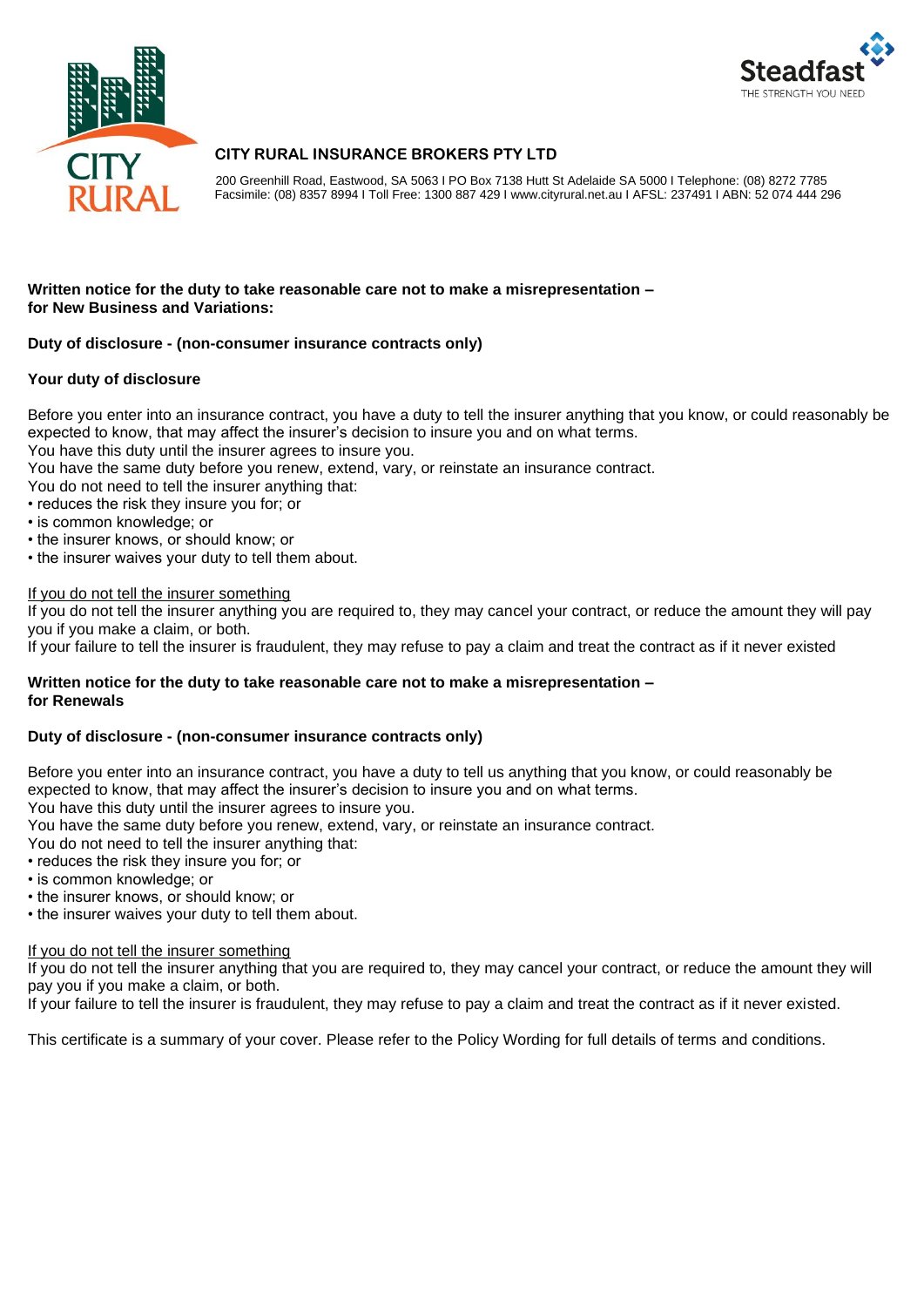**CITY RURAL INSURANCE BROKERS PTY LTD**

200 Greenhill Road, Eastwood, SA 5063 I PO Box 7138 Hutt St Adelaide SA 5000 I Telephone: (08) 8272 7785
Facsimile: (08) 8357 8994 I Toll Free: 1300 887 429 I www.cityrural.net.au I AFSL: 237491 I ABN: 52 074 444 296

**Written notice for the duty to take reasonable care not to make a misrepresentation – for New Business and Variations:**

**Duty of disclosure - (non-consumer insurance contracts only)**

**Your duty of disclosure**

Before you enter into an insurance contract, you have a duty to tell the insurer anything that you know, or could reasonably be expected to know, that may affect the insurer's decision to insure you and on what terms.
You have this duty until the insurer agrees to insure you.
You have the same duty before you renew, extend, vary, or reinstate an insurance contract.
You do not need to tell the insurer anything that:

- reduces the risk they insure you for; or
- is common knowledge; or
- the insurer knows, or should know; or
- the insurer waives your duty to tell them about.

If you do not tell the insurer something

If you do not tell the insurer anything you are required to, they may cancel your contract, or reduce the amount they will pay you if you make a claim, or both.
If your failure to tell the insurer is fraudulent, they may refuse to pay a claim and treat the contract as if it never existed

**Written notice for the duty to take reasonable care not to make a misrepresentation – for Renewals**

**Duty of disclosure - (non-consumer insurance contracts only)**

Before you enter into an insurance contract, you have a duty to tell us anything that you know, or could reasonably be expected to know, that may affect the insurer's decision to insure you and on what terms.
You have this duty until the insurer agrees to insure you.
You have the same duty before you renew, extend, vary, or reinstate an insurance contract.
You do not need to tell the insurer anything that:

- reduces the risk they insure you for; or
- is common knowledge; or
- the insurer knows, or should know; or
- the insurer waives your duty to tell them about.

If you do not tell the insurer something

If you do not tell the insurer anything that you are required to, they may cancel your contract, or reduce the amount they will pay you if you make a claim, or both.
If your failure to tell the insurer is fraudulent, they may refuse to pay a claim and treat the contract as if it never existed.

This certificate is a summary of your cover. Please refer to the Policy Wording for full details of terms and conditions.